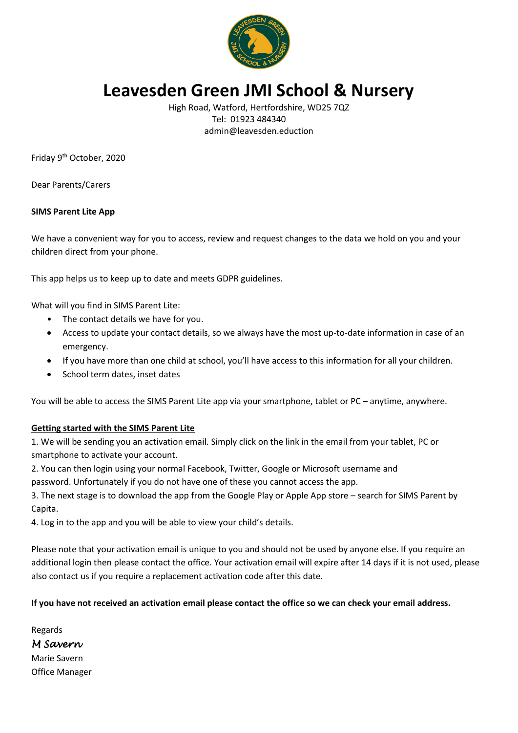# Leavesden Green JMI School & Nursery

High Road, Watford, Hertfordshire, WD25 7QZ
Tel: 01923 484340
admin@leavesden.eduction

Friday 9th October, 2020

Dear Parents/Carers

**SIMS Parent Lite App**

We have a convenient way for you to access, review and request changes to the data we hold on you and your children direct from your phone.

This app helps us to keep up to date and meets GDPR guidelines.

What will you find in SIMS Parent Lite:

- The contact details we have for you.
- Access to update your contact details, so we always have the most up-to-date information in case of an emergency.
- If you have more than one child at school, you'll have access to this information for all your children.
- School term dates, inset dates

You will be able to access the SIMS Parent Lite app via your smartphone, tablet or PC – anytime, anywhere.

**Getting started with the SIMS Parent Lite**

1. We will be sending you an activation email. Simply click on the link in the email from your tablet, PC or smartphone to activate your account.
2. You can then login using your normal Facebook, Twitter, Google or Microsoft username and password. Unfortunately if you do not have one of these you cannot access the app.
3. The next stage is to download the app from the Google Play or Apple App store – search for SIMS Parent by Capita.
4. Log in to the app and you will be able to view your child's details.

Please note that your activation email is unique to you and should not be used by anyone else. If you require an additional login then please contact the office. Your activation email will expire after 14 days if it is not used, please also contact us if you require a replacement activation code after this date.

**If you have not received an activation email please contact the office so we can check your email address.**

Regards

*M Savern*

Marie Savern
Office Manager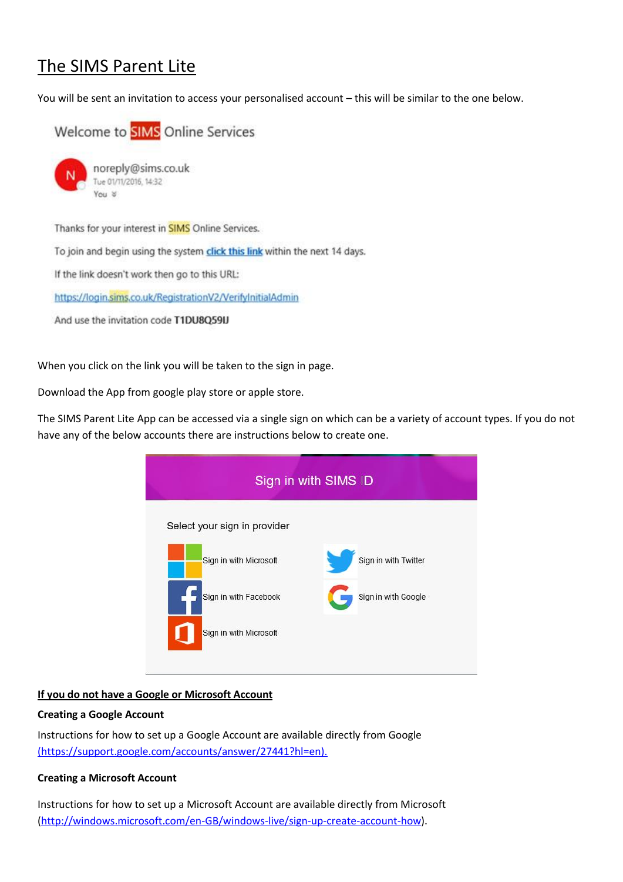# The SIMS Parent Lite

You will be sent an invitation to access your personalised account – this will be similar to the one below.

Welcome to SIMS Online Services

noreply@sims.co.uk
Tue 01/11/2016, 14:32
You

Thanks for your interest in SIMS Online Services.

To join and begin using the system click this link within the next 14 days.

If the link doesn't work then go to this URL:

https://login.sims.co.uk/RegistrationV2/VerifyInitialAdmin

And use the invitation code **T1DU8Q59IJ**

When you click on the link you will be taken to the sign in page.

Download the App from google play store or apple store.

The SIMS Parent Lite App can be accessed via a single sign on which can be a variety of account types. If you do not have any of the below accounts there are instructions below to create one.

Sign in with SIMS ID

Select your sign in provider

Sign in with Microsoft

Sign in with Twitter

Sign in with Facebook

Sign in with Google

Sign in with Microsoft

**If you do not have a Google or Microsoft Account**

**Creating a Google Account**

Instructions for how to set up a Google Account are available directly from Google (https://support.google.com/accounts/answer/27441?hl=en).

**Creating a Microsoft Account**

Instructions for how to set up a Microsoft Account are available directly from Microsoft (http://windows.microsoft.com/en-GB/windows-live/sign-up-create-account-how).